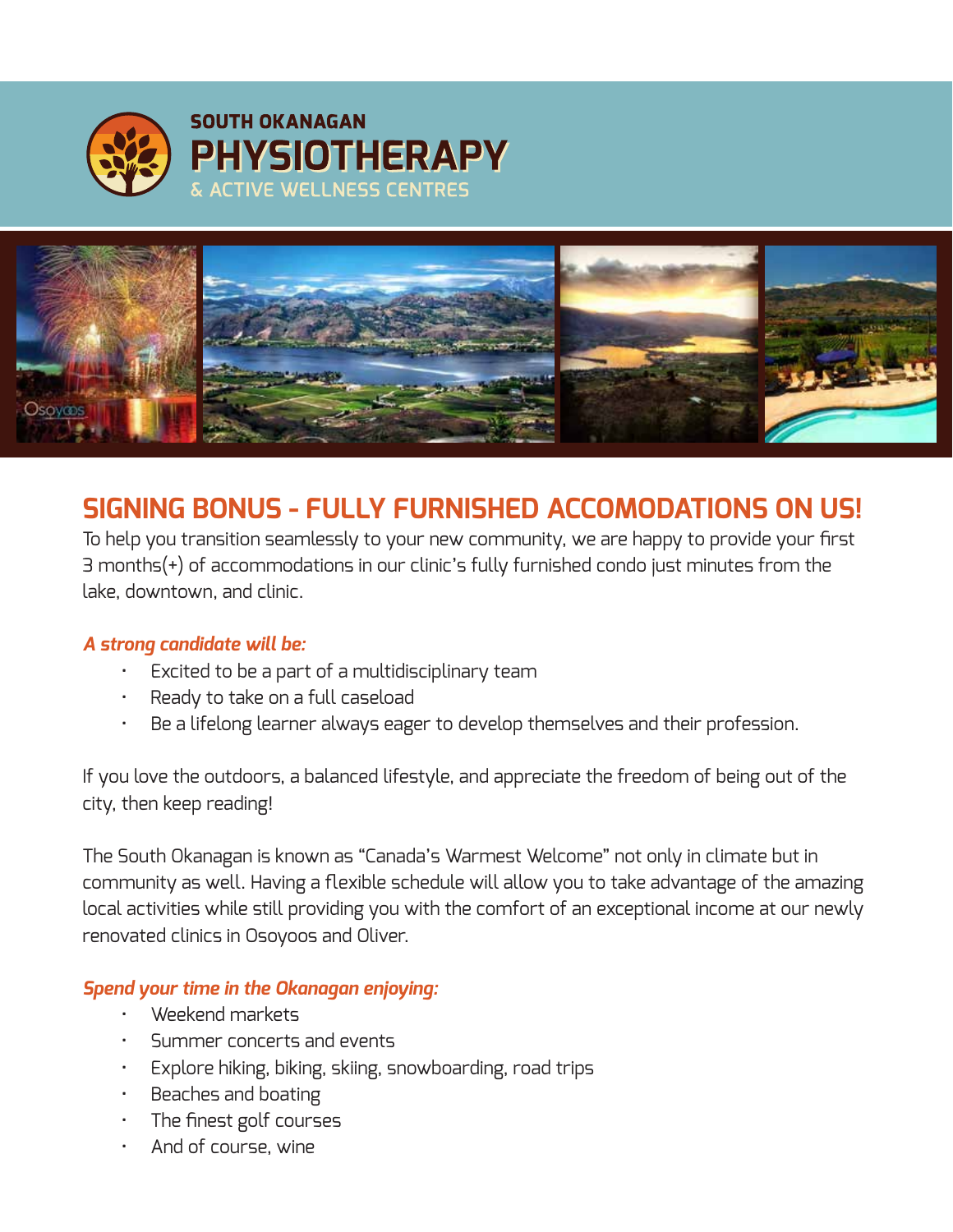SOUTH OKANAGAN
# PHYSIOTHERAPY
& ACTIVE WELLNESS CENTRES

## SIGNING BONUS - FULLY FURNISHED ACCOMODATIONS ON US!

To help you transition seamlessly to your new community, we are happy to provide your first 3 months(+) of accommodations in our clinic's fully furnished condo just minutes from the lake, downtown, and clinic.

***A strong candidate will be:***

- Excited to be a part of a multidisciplinary team
- Ready to take on a full caseload
- Be a lifelong learner always eager to develop themselves and their profession.

If you love the outdoors, a balanced lifestyle, and appreciate the freedom of being out of the city, then keep reading!

The South Okanagan is known as "Canada's Warmest Welcome" not only in climate but in community as well. Having a flexible schedule will allow you to take advantage of the amazing local activities while still providing you with the comfort of an exceptional income at our newly renovated clinics in Osoyoos and Oliver.

***Spend your time in the Okanagan enjoying:***

- Weekend markets
- Summer concerts and events
- Explore hiking, biking, skiing, snowboarding, road trips
- Beaches and boating
- The finest golf courses
- And of course, wine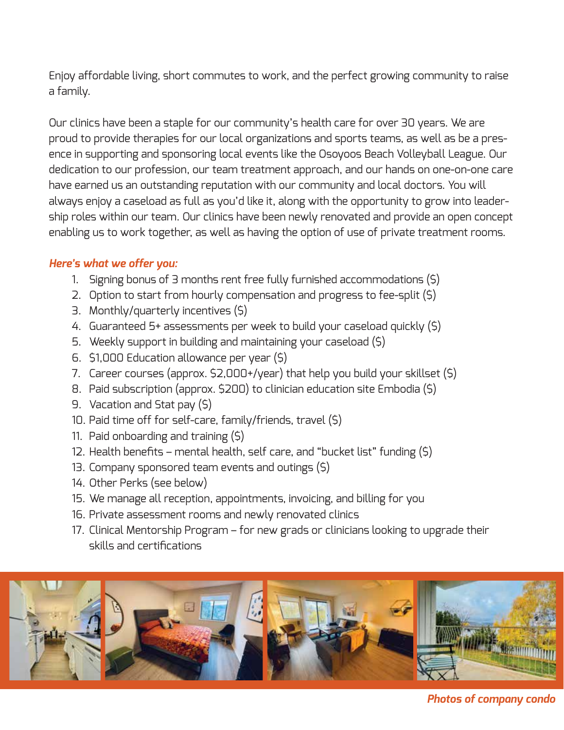Enjoy affordable living, short commutes to work, and the perfect growing community to raise a family.

Our clinics have been a staple for our community's health care for over 30 years. We are proud to provide therapies for our local organizations and sports teams, as well as be a presence in supporting and sponsoring local events like the Osoyoos Beach Volleyball League. Our dedication to our profession, our team treatment approach, and our hands on one-on-one care have earned us an outstanding reputation with our community and local doctors. You will always enjoy a caseload as full as you'd like it, along with the opportunity to grow into leadership roles within our team. Our clinics have been newly renovated and provide an open concept enabling us to work together, as well as having the option of use of private treatment rooms.

***Here's what we offer you:***

1. Signing bonus of 3 months rent free fully furnished accommodations ($)
2. Option to start from hourly compensation and progress to fee-split ($)
3. Monthly/quarterly incentives ($)
4. Guaranteed 5+ assessments per week to build your caseload quickly ($)
5. Weekly support in building and maintaining your caseload ($)
6. $1,000 Education allowance per year ($)
7. Career courses (approx. $2,000+/year) that help you build your skillset ($)
8. Paid subscription (approx. $200) to clinician education site Embodia ($)
9. Vacation and Stat pay ($)
10. Paid time off for self-care, family/friends, travel ($)
11. Paid onboarding and training ($)
12. Health benefits – mental health, self care, and "bucket list" funding ($)
13. Company sponsored team events and outings ($)
14. Other Perks (see below)
15. We manage all reception, appointments, invoicing, and billing for you
16. Private assessment rooms and newly renovated clinics
17. Clinical Mentorship Program – for new grads or clinicians looking to upgrade their skills and certifications

***Photos of company condo***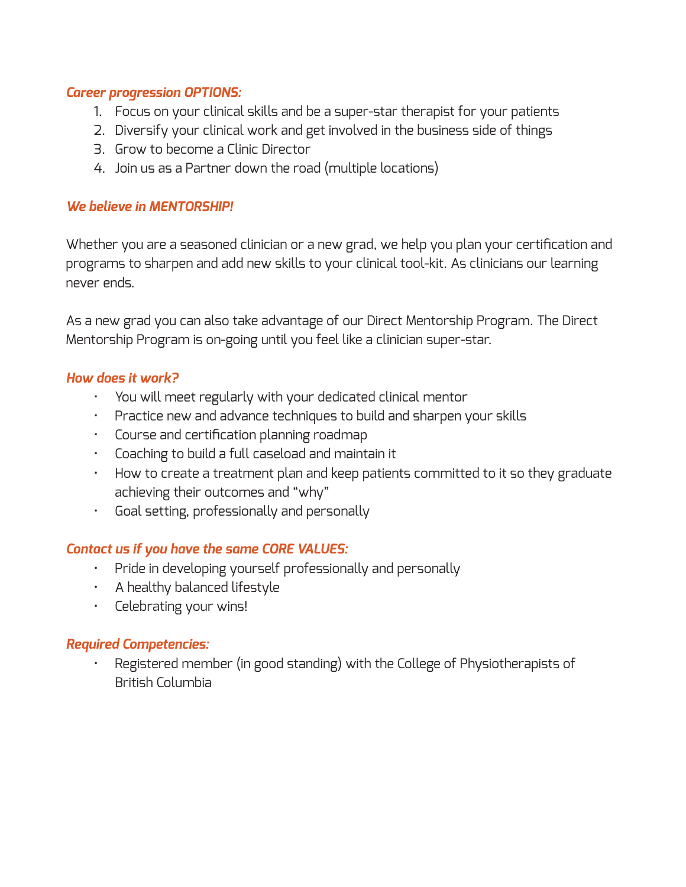***Career progression OPTIONS:***

1. Focus on your clinical skills and be a super-star therapist for your patients
2. Diversify your clinical work and get involved in the business side of things
3. Grow to become a Clinic Director
4. Join us as a Partner down the road (multiple locations)

***We believe in MENTORSHIP!***

Whether you are a seasoned clinician or a new grad, we help you plan your certification and programs to sharpen and add new skills to your clinical tool-kit. As clinicians our learning never ends.

As a new grad you can also take advantage of our Direct Mentorship Program. The Direct Mentorship Program is on-going until you feel like a clinician super-star.

***How does it work?***

- You will meet regularly with your dedicated clinical mentor
- Practice new and advance techniques to build and sharpen your skills
- Course and certification planning roadmap
- Coaching to build a full caseload and maintain it
- How to create a treatment plan and keep patients committed to it so they graduate achieving their outcomes and "why"
- Goal setting, professionally and personally

***Contact us if you have the same CORE VALUES:***

- Pride in developing yourself professionally and personally
- A healthy balanced lifestyle
- Celebrating your wins!

***Required Competencies:***

- Registered member (in good standing) with the College of Physiotherapists of British Columbia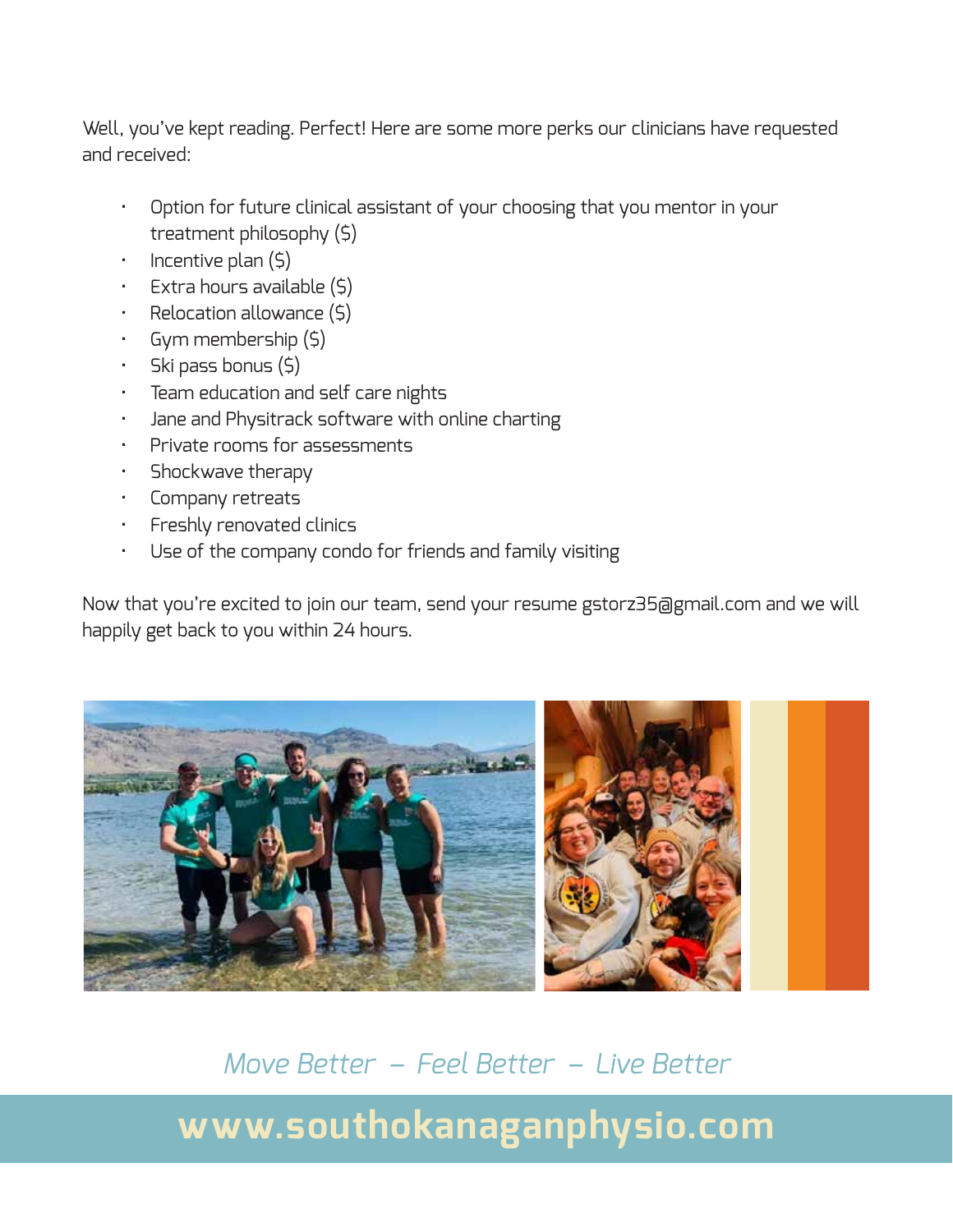Well, you've kept reading. Perfect! Here are some more perks our clinicians have requested and received:

- Option for future clinical assistant of your choosing that you mentor in your treatment philosophy ($)
- Incentive plan ($)
- Extra hours available ($)
- Relocation allowance ($)
- Gym membership ($)
- Ski pass bonus ($)
- Team education and self care nights
- Jane and Physitrack software with online charting
- Private rooms for assessments
- Shockwave therapy
- Company retreats
- Freshly renovated clinics
- Use of the company condo for friends and family visiting

Now that you're excited to join our team, send your resume gstorz35@gmail.com and we will happily get back to you within 24 hours.

*Move Better – Feel Better – Live Better*

**www.southokanaganphysio.com**